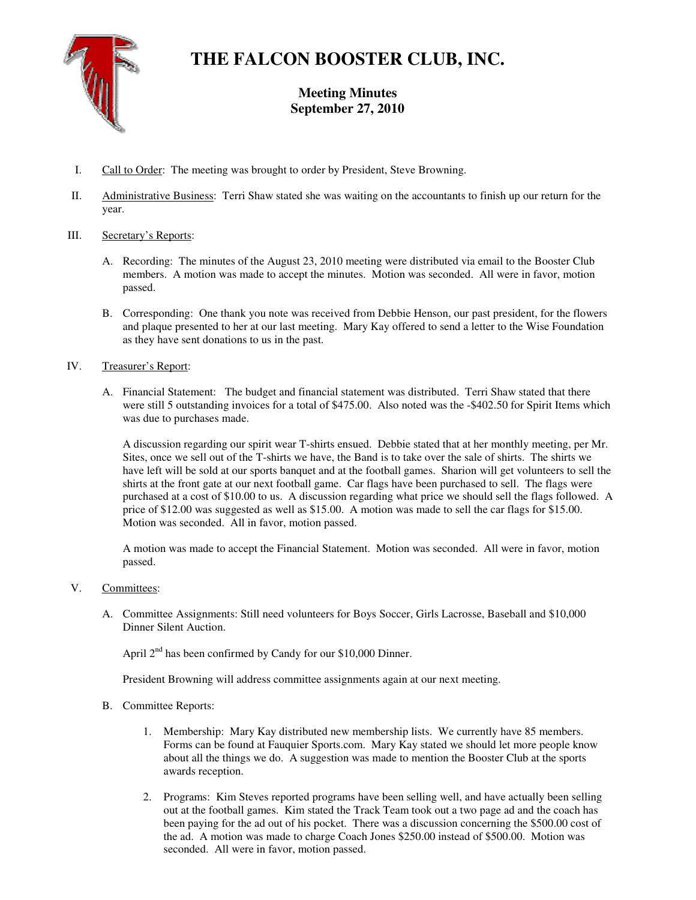# THE FALCON BOOSTER CLUB, INC.

## Meeting Minutes
## September 27, 2010

I. Call to Order: The meeting was brought to order by President, Steve Browning.

II. Administrative Business: Terri Shaw stated she was waiting on the accountants to finish up our return for the year.

III. Secretary's Reports:

   A. Recording: The minutes of the August 23, 2010 meeting were distributed via email to the Booster Club members. A motion was made to accept the minutes. Motion was seconded. All were in favor, motion passed.

   B. Corresponding: One thank you note was received from Debbie Henson, our past president, for the flowers and plaque presented to her at our last meeting. Mary Kay offered to send a letter to the Wise Foundation as they have sent donations to us in the past.

IV. Treasurer's Report:

   A. Financial Statement: The budget and financial statement was distributed. Terri Shaw stated that there were still 5 outstanding invoices for a total of $475.00. Also noted was the -$402.50 for Spirit Items which was due to purchases made.

   A discussion regarding our spirit wear T-shirts ensued. Debbie stated that at her monthly meeting, per Mr. Sites, once we sell out of the T-shirts we have, the Band is to take over the sale of shirts. The shirts we have left will be sold at our sports banquet and at the football games. Sharion will get volunteers to sell the shirts at the front gate at our next football game. Car flags have been purchased to sell. The flags were purchased at a cost of $10.00 to us. A discussion regarding what price we should sell the flags followed. A price of $12.00 was suggested as well as $15.00. A motion was made to sell the car flags for $15.00. Motion was seconded. All in favor, motion passed.

   A motion was made to accept the Financial Statement. Motion was seconded. All were in favor, motion passed.

V. Committees:

   A. Committee Assignments: Still need volunteers for Boys Soccer, Girls Lacrosse, Baseball and $10,000 Dinner Silent Auction.

   April 2nd has been confirmed by Candy for our $10,000 Dinner.

   President Browning will address committee assignments again at our next meeting.

   B. Committee Reports:

      1. Membership: Mary Kay distributed new membership lists. We currently have 85 members. Forms can be found at Fauquier Sports.com. Mary Kay stated we should let more people know about all the things we do. A suggestion was made to mention the Booster Club at the sports awards reception.

      2. Programs: Kim Steves reported programs have been selling well, and have actually been selling out at the football games. Kim stated the Track Team took out a two page ad and the coach has been paying for the ad out of his pocket. There was a discussion concerning the $500.00 cost of the ad. A motion was made to charge Coach Jones $250.00 instead of $500.00. Motion was seconded. All were in favor, motion passed.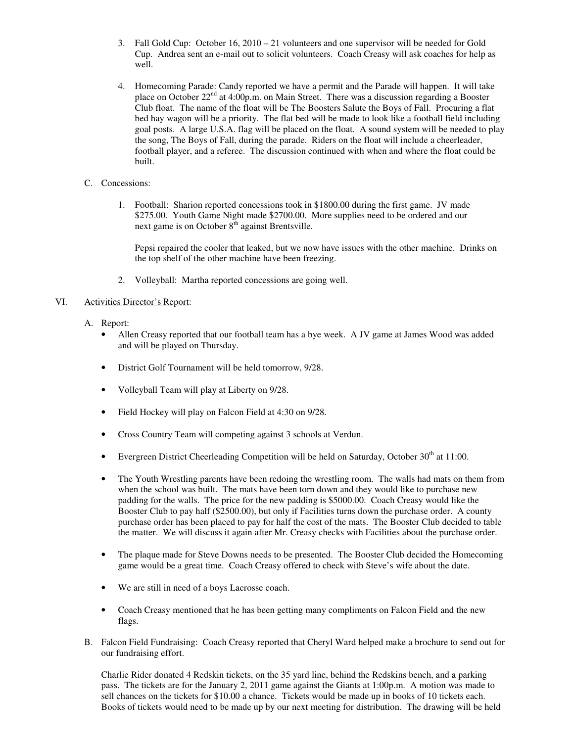3. Fall Gold Cup: October 16, 2010 – 21 volunteers and one supervisor will be needed for Gold Cup. Andrea sent an e-mail out to solicit volunteers. Coach Creasy will ask coaches for help as well.

4. Homecoming Parade: Candy reported we have a permit and the Parade will happen. It will take place on October 22nd at 4:00p.m. on Main Street. There was a discussion regarding a Booster Club float. The name of the float will be The Boosters Salute the Boys of Fall. Procuring a flat bed hay wagon will be a priority. The flat bed will be made to look like a football field including goal posts. A large U.S.A. flag will be placed on the float. A sound system will be needed to play the song, The Boys of Fall, during the parade. Riders on the float will include a cheerleader, football player, and a referee. The discussion continued with when and where the float could be built.

C. Concessions:

1. Football: Sharion reported concessions took in $1800.00 during the first game. JV made $275.00. Youth Game Night made $2700.00. More supplies need to be ordered and our next game is on October 8th against Brentsville.

   Pepsi repaired the cooler that leaked, but we now have issues with the other machine. Drinks on the top shelf of the other machine have been freezing.

2. Volleyball: Martha reported concessions are going well.

VI. <u>Activities Director's Report</u>:

A. Report:

- Allen Creasy reported that our football team has a bye week. A JV game at James Wood was added and will be played on Thursday.

- District Golf Tournament will be held tomorrow, 9/28.

- Volleyball Team will play at Liberty on 9/28.

- Field Hockey will play on Falcon Field at 4:30 on 9/28.

- Cross Country Team will competing against 3 schools at Verdun.

- Evergreen District Cheerleading Competition will be held on Saturday, October 30th at 11:00.

- The Youth Wrestling parents have been redoing the wrestling room. The walls had mats on them from when the school was built. The mats have been torn down and they would like to purchase new padding for the walls. The price for the new padding is $5000.00. Coach Creasy would like the Booster Club to pay half ($2500.00), but only if Facilities turns down the purchase order. A county purchase order has been placed to pay for half the cost of the mats. The Booster Club decided to table the matter. We will discuss it again after Mr. Creasy checks with Facilities about the purchase order.

- The plaque made for Steve Downs needs to be presented. The Booster Club decided the Homecoming game would be a great time. Coach Creasy offered to check with Steve's wife about the date.

- We are still in need of a boys Lacrosse coach.

- Coach Creasy mentioned that he has been getting many compliments on Falcon Field and the new flags.

B. Falcon Field Fundraising: Coach Creasy reported that Cheryl Ward helped make a brochure to send out for our fundraising effort.

   Charlie Rider donated 4 Redskin tickets, on the 35 yard line, behind the Redskins bench, and a parking pass. The tickets are for the January 2, 2011 game against the Giants at 1:00p.m. A motion was made to sell chances on the tickets for $10.00 a chance. Tickets would be made up in books of 10 tickets each. Books of tickets would need to be made up by our next meeting for distribution. The drawing will be held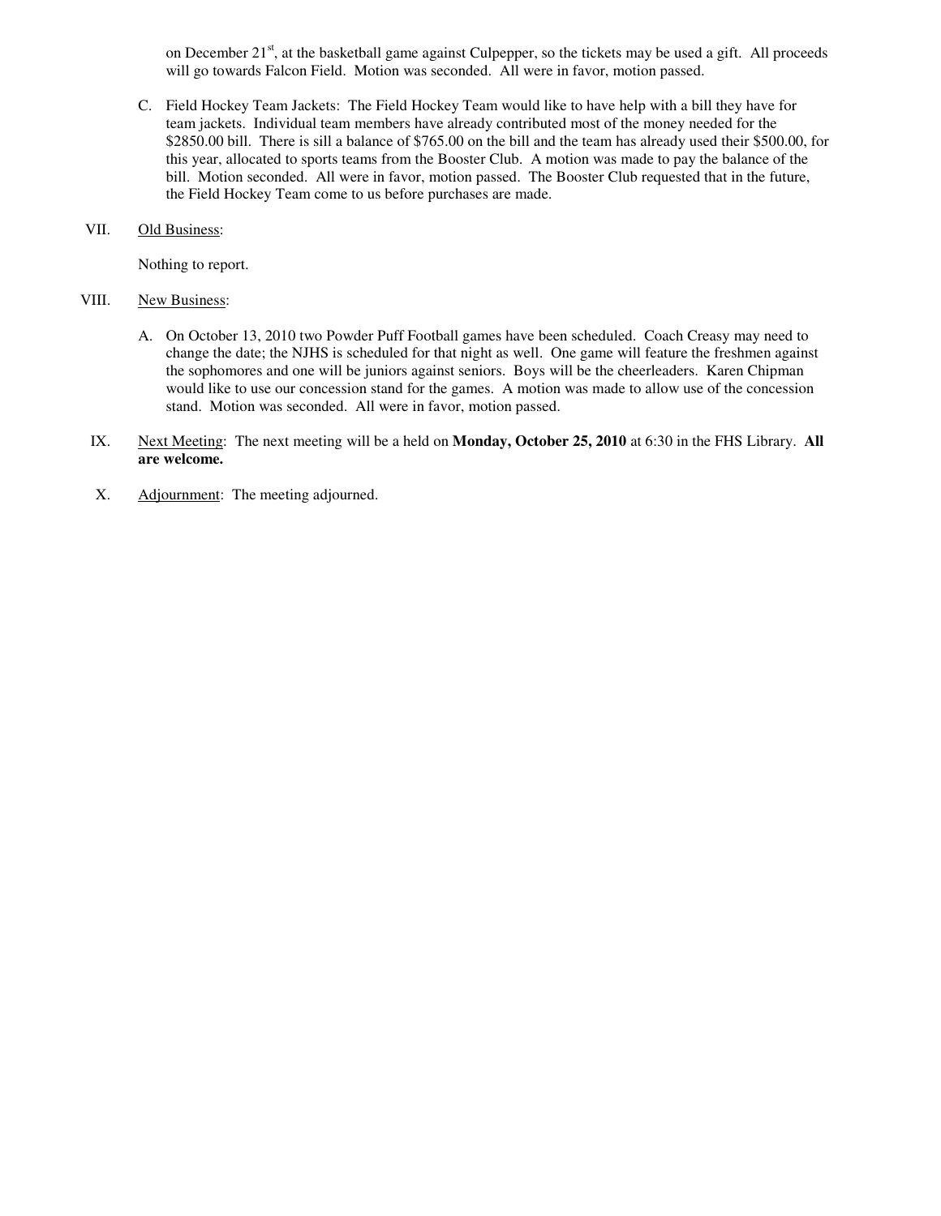on December 21st, at the basketball game against Culpepper, so the tickets may be used a gift. All proceeds will go towards Falcon Field. Motion was seconded. All were in favor, motion passed.

C. Field Hockey Team Jackets: The Field Hockey Team would like to have help with a bill they have for team jackets. Individual team members have already contributed most of the money needed for the $2850.00 bill. There is sill a balance of $765.00 on the bill and the team has already used their $500.00, for this year, allocated to sports teams from the Booster Club. A motion was made to pay the balance of the bill. Motion seconded. All were in favor, motion passed. The Booster Club requested that in the future, the Field Hockey Team come to us before purchases are made.

VII. Old Business:

Nothing to report.

VIII. New Business:

A. On October 13, 2010 two Powder Puff Football games have been scheduled. Coach Creasy may need to change the date; the NJHS is scheduled for that night as well. One game will feature the freshmen against the sophomores and one will be juniors against seniors. Boys will be the cheerleaders. Karen Chipman would like to use our concession stand for the games. A motion was made to allow use of the concession stand. Motion was seconded. All were in favor, motion passed.

IX. Next Meeting: The next meeting will be a held on **Monday, October 25, 2010** at 6:30 in the FHS Library. **All are welcome.**

X. Adjournment: The meeting adjourned.